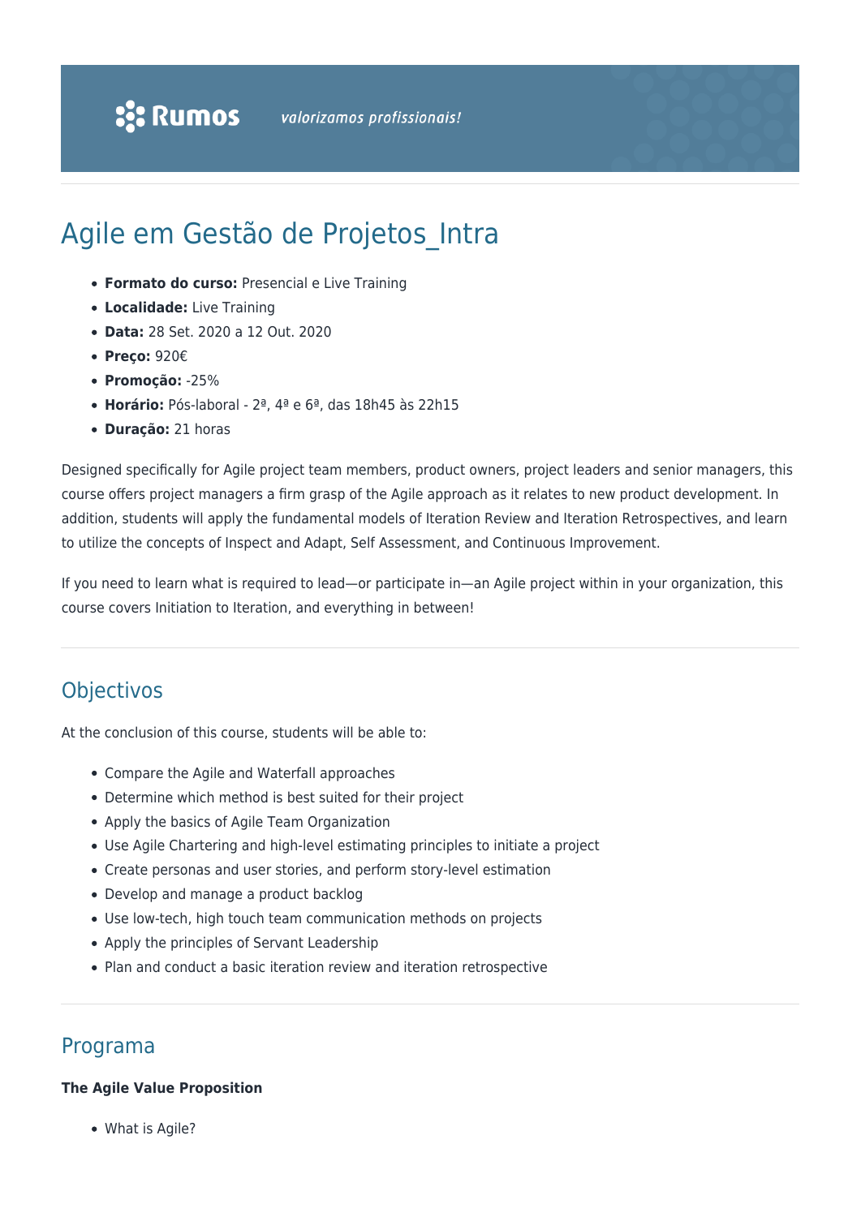# Agile em Gestão de Projetos_Intra

- **Formato do curso:** Presencial e Live Training
- **Localidade:** Live Training
- **Data:** 28 Set. 2020 a 12 Out. 2020
- **Preço:** 920€
- **Promoção:** -25%
- **Horário:** Pós-laboral - 2ª, 4ª e 6ª, das 18h45 às 22h15
- **Duração:** 21 horas

Designed specifically for Agile project team members, product owners, project leaders and senior managers, this course offers project managers a firm grasp of the Agile approach as it relates to new product development. In addition, students will apply the fundamental models of Iteration Review and Iteration Retrospectives, and learn to utilize the concepts of Inspect and Adapt, Self Assessment, and Continuous Improvement.

If you need to learn what is required to lead—or participate in—an Agile project within in your organization, this course covers Initiation to Iteration, and everything in between!

## Objectivos

At the conclusion of this course, students will be able to:

- Compare the Agile and Waterfall approaches
- Determine which method is best suited for their project
- Apply the basics of Agile Team Organization
- Use Agile Chartering and high-level estimating principles to initiate a project
- Create personas and user stories, and perform story-level estimation
- Develop and manage a product backlog
- Use low-tech, high touch team communication methods on projects
- Apply the principles of Servant Leadership
- Plan and conduct a basic iteration review and iteration retrospective

## Programa

**The Agile Value Proposition**

- What is Agile?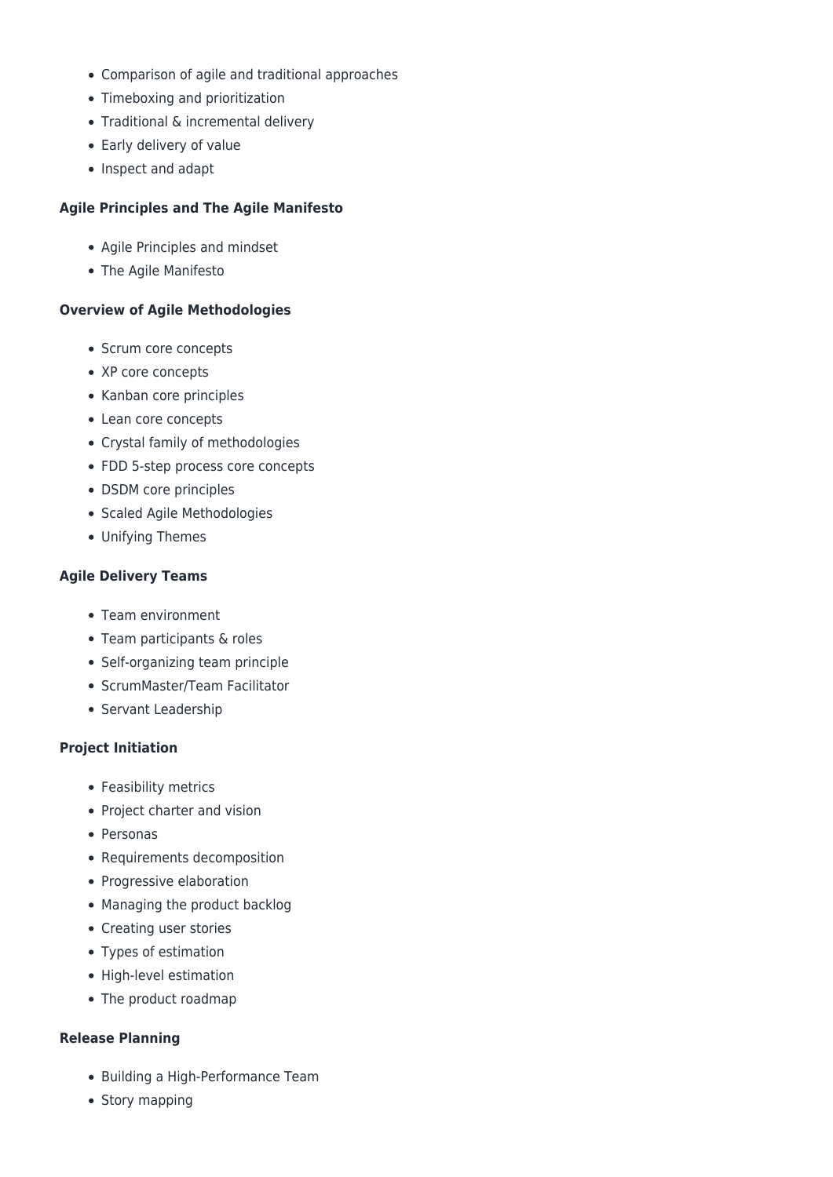- Comparison of agile and traditional approaches
- Timeboxing and prioritization
- Traditional & incremental delivery
- Early delivery of value
- Inspect and adapt

**Agile Principles and The Agile Manifesto**

- Agile Principles and mindset
- The Agile Manifesto

**Overview of Agile Methodologies**

- Scrum core concepts
- XP core concepts
- Kanban core principles
- Lean core concepts
- Crystal family of methodologies
- FDD 5-step process core concepts
- DSDM core principles
- Scaled Agile Methodologies
- Unifying Themes

**Agile Delivery Teams**

- Team environment
- Team participants & roles
- Self-organizing team principle
- ScrumMaster/Team Facilitator
- Servant Leadership

**Project Initiation**

- Feasibility metrics
- Project charter and vision
- Personas
- Requirements decomposition
- Progressive elaboration
- Managing the product backlog
- Creating user stories
- Types of estimation
- High-level estimation
- The product roadmap

**Release Planning**

- Building a High-Performance Team
- Story mapping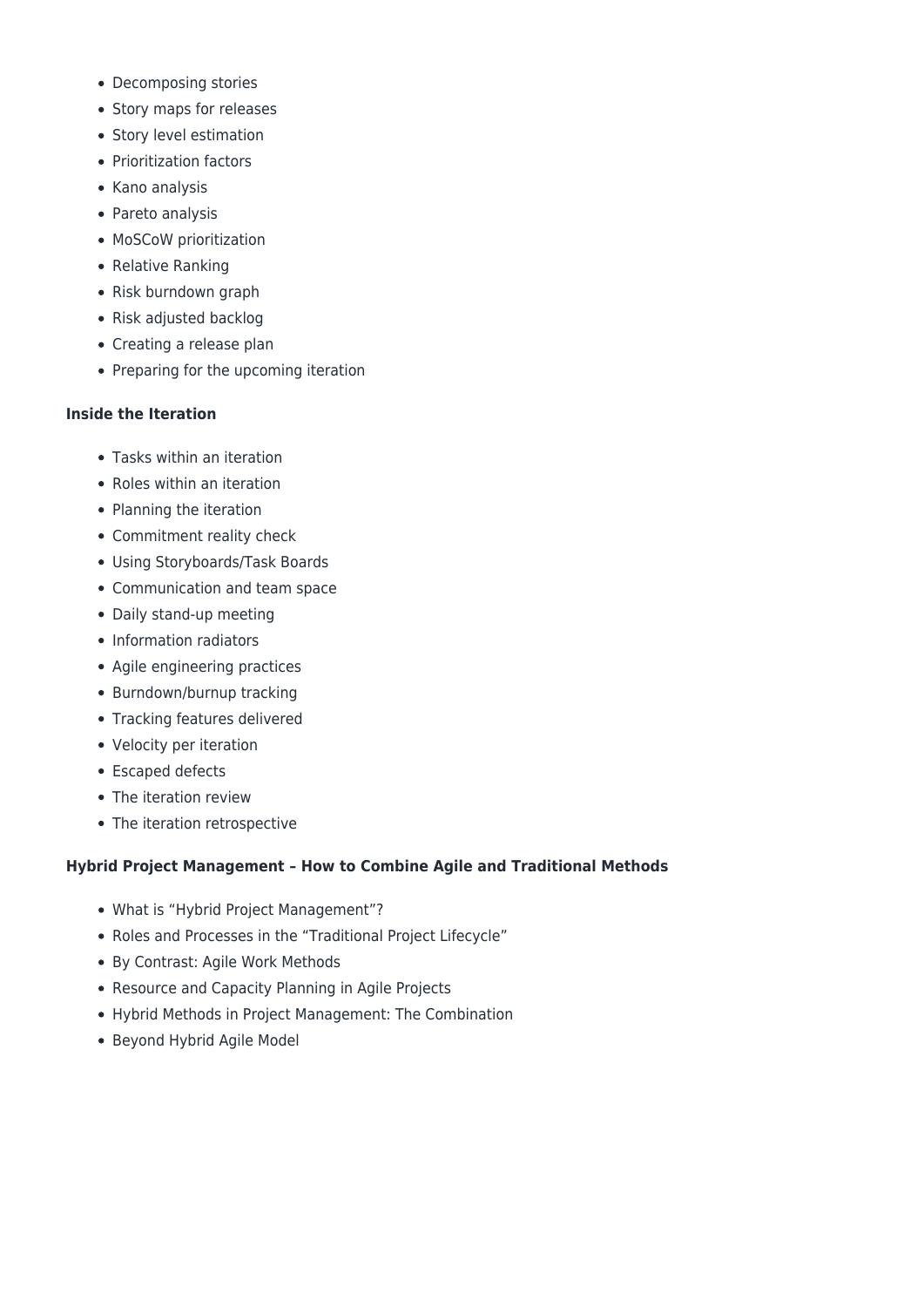- Decomposing stories
- Story maps for releases
- Story level estimation
- Prioritization factors
- Kano analysis
- Pareto analysis
- MoSCoW prioritization
- Relative Ranking
- Risk burndown graph
- Risk adjusted backlog
- Creating a release plan
- Preparing for the upcoming iteration

**Inside the Iteration**

- Tasks within an iteration
- Roles within an iteration
- Planning the iteration
- Commitment reality check
- Using Storyboards/Task Boards
- Communication and team space
- Daily stand-up meeting
- Information radiators
- Agile engineering practices
- Burndown/burnup tracking
- Tracking features delivered
- Velocity per iteration
- Escaped defects
- The iteration review
- The iteration retrospective

**Hybrid Project Management – How to Combine Agile and Traditional Methods**

- What is “Hybrid Project Management”?
- Roles and Processes in the “Traditional Project Lifecycle”
- By Contrast: Agile Work Methods
- Resource and Capacity Planning in Agile Projects
- Hybrid Methods in Project Management: The Combination
- Beyond Hybrid Agile Model